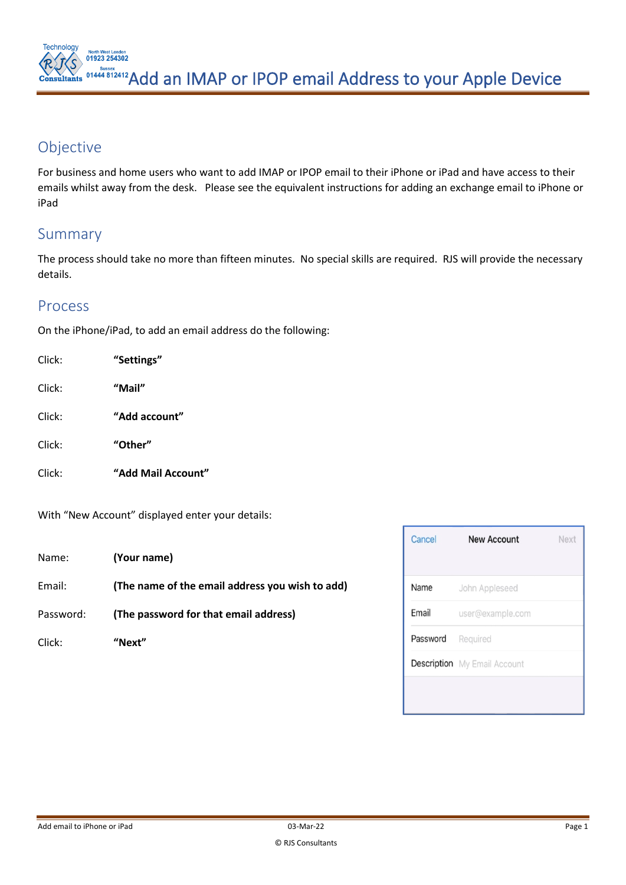# Add an IMAP or IPOP email Address to your Apple Device

## Objective

For business and home users who want to add IMAP or IPOP email to their iPhone or iPad and have access to their emails whilst away from the desk. Please see the equivalent instructions for adding an exchange email to iPhone or iPad

## Summary

The process should take no more than fifteen minutes. No special skills are required. RJS will provide the necessary details.

## Process

On the iPhone/iPad, to add an email address do the following:

| | |
|---|---|
| Click: | **"Settings"** |
| Click: | **"Mail"** |
| Click: | **"Add account"** |
| Click: | **"Other"** |
| Click: | **"Add Mail Account"** |

With "New Account" displayed enter your details:

| | |
|---|---|
| Name: | **(Your name)** |
| Email: | **(The name of the email address you wish to add)** |
| Password: | **(The password for that email address)** |
| Click: | **"Next"** |

| Cancel | New Account | Next |
|---|---|---|
| Name | John Appleseed | |
| Email | user@example.com | |
| Password | Required | |
| Description | My Email Account | |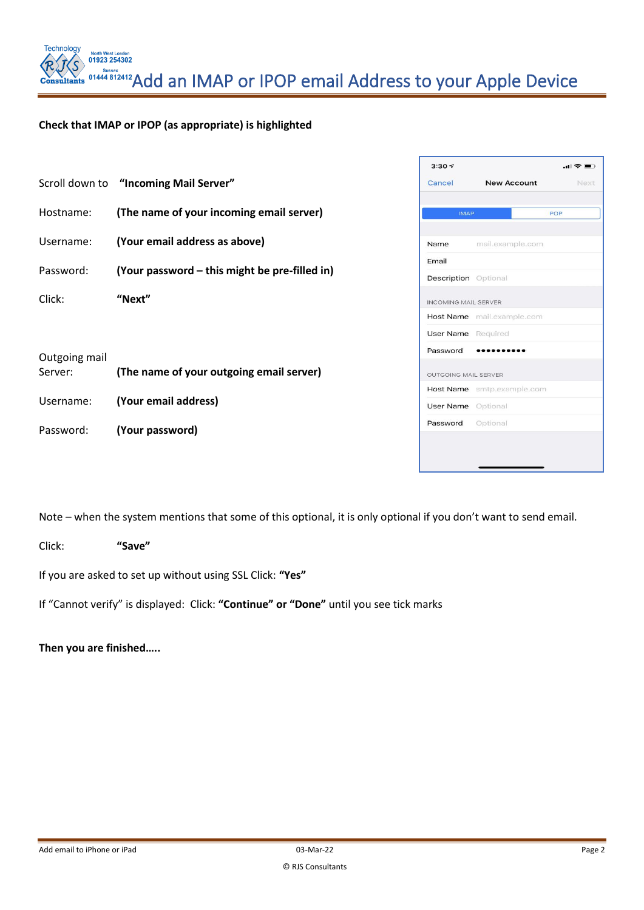# Add an IMAP or IPOP email Address to your Apple Device

**Check that IMAP or IPOP (as appropriate) is highlighted**

Scroll down to **"Incoming Mail Server"**

Hostname: **(The name of your incoming email server)**

Username: **(Your email address as above)**

Password: **(Your password – this might be pre-filled in)**

Click: **"Next"**

Outgoing mail Server: **(The name of your outgoing email server)**

Username: **(Your email address)**

Password: **(Your password)**

Note – when the system mentions that some of this optional, it is only optional if you don't want to send email.

Click: **"Save"**

If you are asked to set up without using SSL Click: **"Yes"**

If "Cannot verify" is displayed: Click: **"Continue" or "Done"** until you see tick marks

**Then you are finished…..**